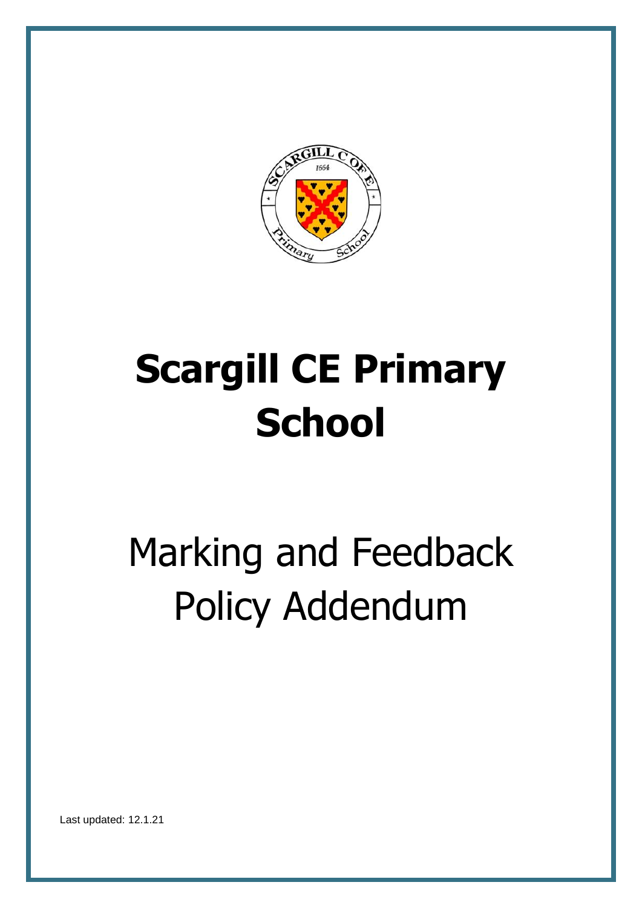# Scargill CE Primary School

## Marking and Feedback Policy Addendum

Last updated: 12.1.21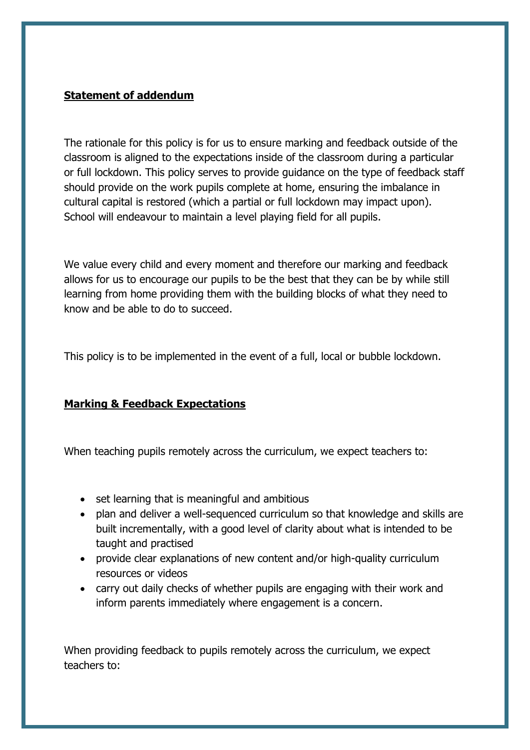**Statement of addendum**

The rationale for this policy is for us to ensure marking and feedback outside of the classroom is aligned to the expectations inside of the classroom during a particular or full lockdown. This policy serves to provide guidance on the type of feedback staff should provide on the work pupils complete at home, ensuring the imbalance in cultural capital is restored (which a partial or full lockdown may impact upon). School will endeavour to maintain a level playing field for all pupils.

We value every child and every moment and therefore our marking and feedback allows for us to encourage our pupils to be the best that they can be by while still learning from home providing them with the building blocks of what they need to know and be able to do to succeed.

This policy is to be implemented in the event of a full, local or bubble lockdown.

**Marking & Feedback Expectations**

When teaching pupils remotely across the curriculum, we expect teachers to:

- set learning that is meaningful and ambitious
- plan and deliver a well-sequenced curriculum so that knowledge and skills are built incrementally, with a good level of clarity about what is intended to be taught and practised
- provide clear explanations of new content and/or high-quality curriculum resources or videos
- carry out daily checks of whether pupils are engaging with their work and inform parents immediately where engagement is a concern.

When providing feedback to pupils remotely across the curriculum, we expect teachers to: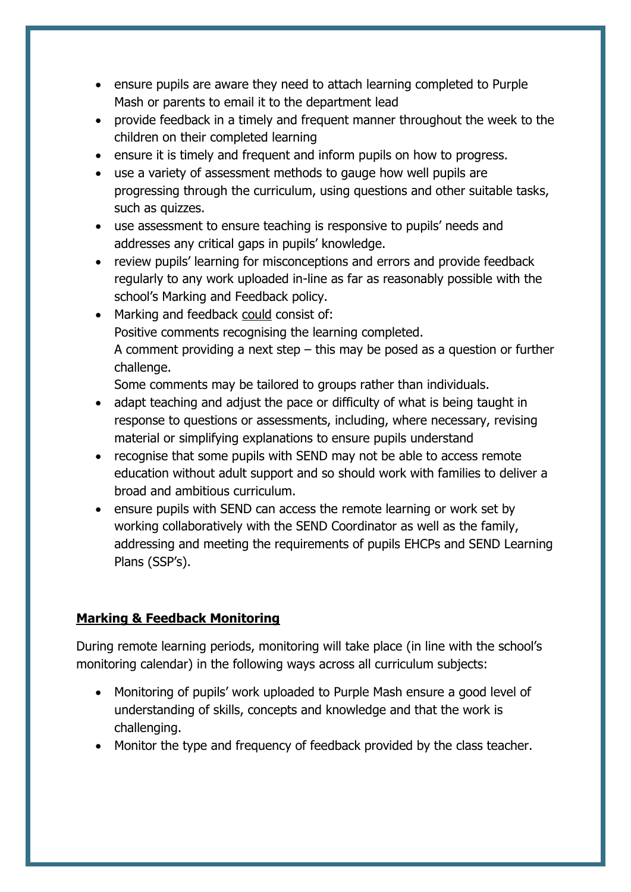- ensure pupils are aware they need to attach learning completed to Purple Mash or parents to email it to the department lead
- provide feedback in a timely and frequent manner throughout the week to the children on their completed learning
- ensure it is timely and frequent and inform pupils on how to progress.
- use a variety of assessment methods to gauge how well pupils are progressing through the curriculum, using questions and other suitable tasks, such as quizzes.
- use assessment to ensure teaching is responsive to pupils' needs and addresses any critical gaps in pupils' knowledge.
- review pupils' learning for misconceptions and errors and provide feedback regularly to any work uploaded in-line as far as reasonably possible with the school's Marking and Feedback policy.
- Marking and feedback could consist of:
  Positive comments recognising the learning completed.
  A comment providing a next step – this may be posed as a question or further challenge.
  Some comments may be tailored to groups rather than individuals.
- adapt teaching and adjust the pace or difficulty of what is being taught in response to questions or assessments, including, where necessary, revising material or simplifying explanations to ensure pupils understand
- recognise that some pupils with SEND may not be able to access remote education without adult support and so should work with families to deliver a broad and ambitious curriculum.
- ensure pupils with SEND can access the remote learning or work set by working collaboratively with the SEND Coordinator as well as the family, addressing and meeting the requirements of pupils EHCPs and SEND Learning Plans (SSP's).

**Marking & Feedback Monitoring**

During remote learning periods, monitoring will take place (in line with the school's monitoring calendar) in the following ways across all curriculum subjects:

- Monitoring of pupils' work uploaded to Purple Mash ensure a good level of understanding of skills, concepts and knowledge and that the work is challenging.
- Monitor the type and frequency of feedback provided by the class teacher.